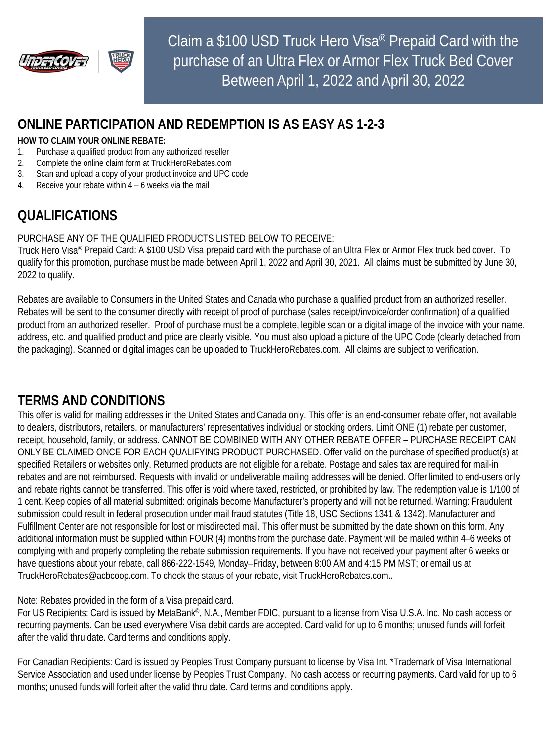# Claim a $100 USD Truck Hero Visa® Prepaid Card with the purchase of an Ultra Flex or Armor Flex Truck Bed Cover Between April 1, 2022 and April 30, 2022

## ONLINE PARTICIPATION AND REDEMPTION IS AS EASY AS 1-2-3

**HOW TO CLAIM YOUR ONLINE REBATE:**

1. Purchase a qualified product from any authorized reseller
2. Complete the online claim form at TruckHeroRebates.com
3. Scan and upload a copy of your product invoice and UPC code
4. Receive your rebate within 4 – 6 weeks via the mail

## QUALIFICATIONS

PURCHASE ANY OF THE QUALIFIED PRODUCTS LISTED BELOW TO RECEIVE:
Truck Hero Visa® Prepaid Card: A $100 USD Visa prepaid card with the purchase of an Ultra Flex or Armor Flex truck bed cover. To qualify for this promotion, purchase must be made between April 1, 2022 and April 30, 2021. All claims must be submitted by June 30, 2022 to qualify.

Rebates are available to Consumers in the United States and Canada who purchase a qualified product from an authorized reseller. Rebates will be sent to the consumer directly with receipt of proof of purchase (sales receipt/invoice/order confirmation) of a qualified product from an authorized reseller. Proof of purchase must be a complete, legible scan or a digital image of the invoice with your name, address, etc. and qualified product and price are clearly visible. You must also upload a picture of the UPC Code (clearly detached from the packaging). Scanned or digital images can be uploaded to TruckHeroRebates.com. All claims are subject to verification.

## TERMS AND CONDITIONS

This offer is valid for mailing addresses in the United States and Canada only. This offer is an end-consumer rebate offer, not available to dealers, distributors, retailers, or manufacturers' representatives individual or stocking orders. Limit ONE (1) rebate per customer, receipt, household, family, or address. CANNOT BE COMBINED WITH ANY OTHER REBATE OFFER – PURCHASE RECEIPT CAN ONLY BE CLAIMED ONCE FOR EACH QUALIFYING PRODUCT PURCHASED. Offer valid on the purchase of specified product(s) at specified Retailers or websites only. Returned products are not eligible for a rebate. Postage and sales tax are required for mail-in rebates and are not reimbursed. Requests with invalid or undeliverable mailing addresses will be denied. Offer limited to end-users only and rebate rights cannot be transferred. This offer is void where taxed, restricted, or prohibited by law. The redemption value is 1/100 of 1 cent. Keep copies of all material submitted: originals become Manufacturer's property and will not be returned. Warning: Fraudulent submission could result in federal prosecution under mail fraud statutes (Title 18, USC Sections 1341 & 1342). Manufacturer and Fulfillment Center are not responsible for lost or misdirected mail. This offer must be submitted by the date shown on this form. Any additional information must be supplied within FOUR (4) months from the purchase date. Payment will be mailed within 4–6 weeks of complying with and properly completing the rebate submission requirements. If you have not received your payment after 6 weeks or have questions about your rebate, call 866-222-1549, Monday–Friday, between 8:00 AM and 4:15 PM MST; or email us at TruckHeroRebates@acbcoop.com. To check the status of your rebate, visit TruckHeroRebates.com..

Note: Rebates provided in the form of a Visa prepaid card.
For US Recipients: Card is issued by MetaBank®, N.A., Member FDIC, pursuant to a license from Visa U.S.A. Inc. No cash access or recurring payments. Can be used everywhere Visa debit cards are accepted. Card valid for up to 6 months; unused funds will forfeit after the valid thru date. Card terms and conditions apply.

For Canadian Recipients: Card is issued by Peoples Trust Company pursuant to license by Visa Int. *Trademark of Visa International Service Association and used under license by Peoples Trust Company. No cash access or recurring payments. Card valid for up to 6 months; unused funds will forfeit after the valid thru date. Card terms and conditions apply.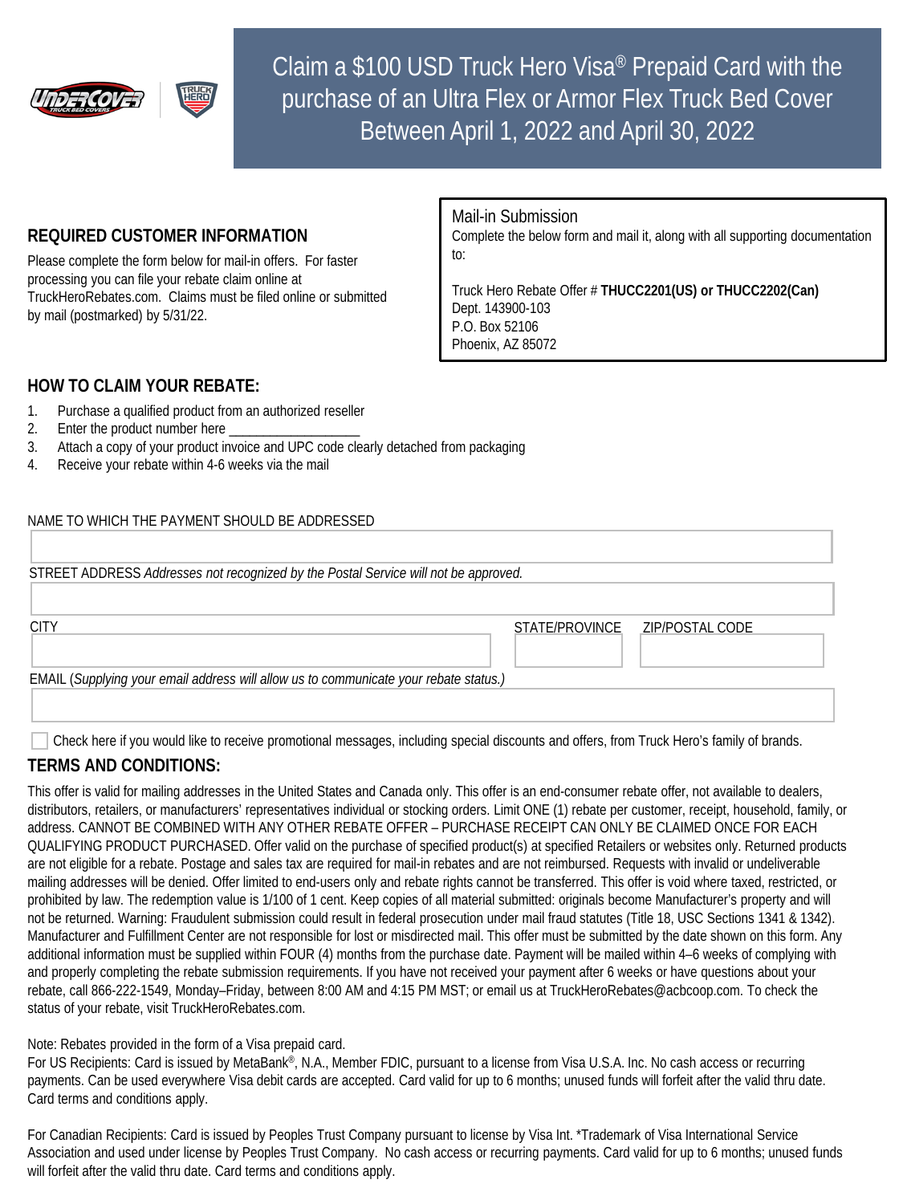# Claim a $100 USD Truck Hero Visa® Prepaid Card with the purchase of an Ultra Flex or Armor Flex Truck Bed Cover Between April 1, 2022 and April 30, 2022

## REQUIRED CUSTOMER INFORMATION

Please complete the form below for mail-in offers. For faster processing you can file your rebate claim online at TruckHeroRebates.com. Claims must be filed online or submitted by mail (postmarked) by 5/31/22.

**Mail-in Submission**

Complete the below form and mail it, along with all supporting documentation to:

Truck Hero Rebate Offer # **THUCC2201(US) or THUCC2202(Can)**
Dept. 143900-103
P.O. Box 52106
Phoenix, AZ 85072

## HOW TO CLAIM YOUR REBATE:

1. Purchase a qualified product from an authorized reseller
2. Enter the product number here ___________________
3. Attach a copy of your product invoice and UPC code clearly detached from packaging
4. Receive your rebate within 4-6 weeks via the mail

NAME TO WHICH THE PAYMENT SHOULD BE ADDRESSED

STREET ADDRESS *Addresses not recognized by the Postal Service will not be approved.*

CITY | STATE/PROVINCE | ZIP/POSTAL CODE

EMAIL (*Supplying your email address will allow us to communicate your rebate status.)*

☐ Check here if you would like to receive promotional messages, including special discounts and offers, from Truck Hero's family of brands.

## TERMS AND CONDITIONS:

This offer is valid for mailing addresses in the United States and Canada only. This offer is an end-consumer rebate offer, not available to dealers, distributors, retailers, or manufacturers' representatives individual or stocking orders. Limit ONE (1) rebate per customer, receipt, household, family, or address. CANNOT BE COMBINED WITH ANY OTHER REBATE OFFER – PURCHASE RECEIPT CAN ONLY BE CLAIMED ONCE FOR EACH QUALIFYING PRODUCT PURCHASED. Offer valid on the purchase of specified product(s) at specified Retailers or websites only. Returned products are not eligible for a rebate. Postage and sales tax are required for mail-in rebates and are not reimbursed. Requests with invalid or undeliverable mailing addresses will be denied. Offer limited to end-users only and rebate rights cannot be transferred. This offer is void where taxed, restricted, or prohibited by law. The redemption value is 1/100 of 1 cent. Keep copies of all material submitted: originals become Manufacturer's property and will not be returned. Warning: Fraudulent submission could result in federal prosecution under mail fraud statutes (Title 18, USC Sections 1341 & 1342). Manufacturer and Fulfillment Center are not responsible for lost or misdirected mail. This offer must be submitted by the date shown on this form. Any additional information must be supplied within FOUR (4) months from the purchase date. Payment will be mailed within 4–6 weeks of complying with and properly completing the rebate submission requirements. If you have not received your payment after 6 weeks or have questions about your rebate, call 866-222-1549, Monday–Friday, between 8:00 AM and 4:15 PM MST; or email us at TruckHeroRebates@acbcoop.com. To check the status of your rebate, visit TruckHeroRebates.com.

Note: Rebates provided in the form of a Visa prepaid card.
For US Recipients: Card is issued by MetaBank®, N.A., Member FDIC, pursuant to a license from Visa U.S.A. Inc. No cash access or recurring payments. Can be used everywhere Visa debit cards are accepted. Card valid for up to 6 months; unused funds will forfeit after the valid thru date. Card terms and conditions apply.

For Canadian Recipients: Card is issued by Peoples Trust Company pursuant to license by Visa Int. *Trademark of Visa International Service Association and used under license by Peoples Trust Company. No cash access or recurring payments. Card valid for up to 6 months; unused funds will forfeit after the valid thru date. Card terms and conditions apply.